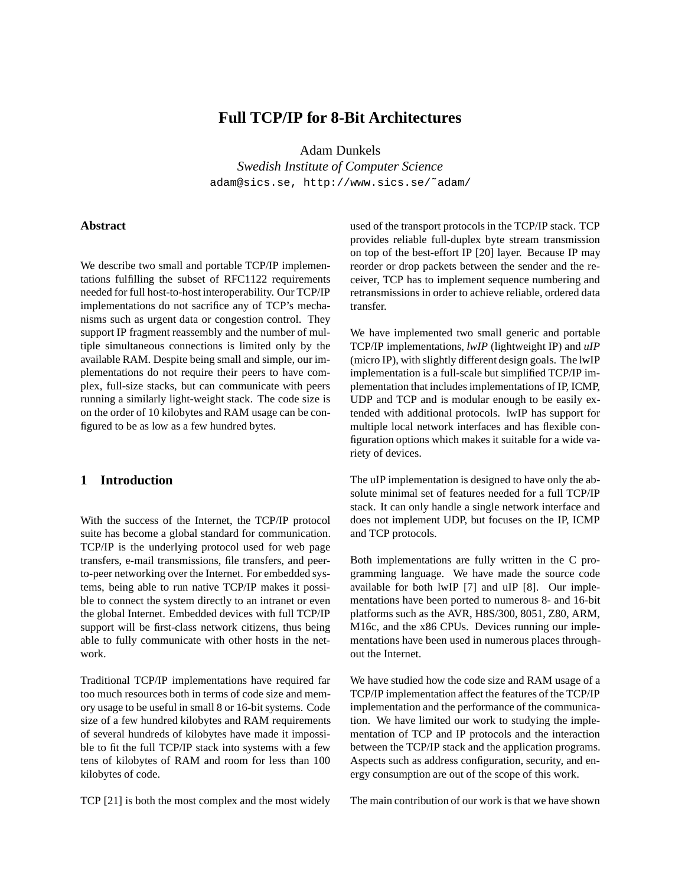# Full TCP/IP for 8-Bit Architectures

Adam Dunkels

*Swedish Institute of Computer Science*

adam@sics.se, http://www.sics.se/˜adam/

## Abstract

We describe two small and portable TCP/IP implementations fulfilling the subset of RFC1122 requirements needed for full host-to-host interoperability. Our TCP/IP implementations do not sacrifice any of TCP's mechanisms such as urgent data or congestion control. They support IP fragment reassembly and the number of multiple simultaneous connections is limited only by the available RAM. Despite being small and simple, our implementations do not require their peers to have complex, full-size stacks, but can communicate with peers running a similarly light-weight stack. The code size is on the order of 10 kilobytes and RAM usage can be configured to be as low as a few hundred bytes.

## 1 Introduction

With the success of the Internet, the TCP/IP protocol suite has become a global standard for communication. TCP/IP is the underlying protocol used for web page transfers, e-mail transmissions, file transfers, and peer-to-peer networking over the Internet. For embedded systems, being able to run native TCP/IP makes it possible to connect the system directly to an intranet or even the global Internet. Embedded devices with full TCP/IP support will be first-class network citizens, thus being able to fully communicate with other hosts in the network.

Traditional TCP/IP implementations have required far too much resources both in terms of code size and memory usage to be useful in small 8 or 16-bit systems. Code size of a few hundred kilobytes and RAM requirements of several hundreds of kilobytes have made it impossible to fit the full TCP/IP stack into systems with a few tens of kilobytes of RAM and room for less than 100 kilobytes of code.

TCP [21] is both the most complex and the most widely used of the transport protocols in the TCP/IP stack. TCP provides reliable full-duplex byte stream transmission on top of the best-effort IP [20] layer. Because IP may reorder or drop packets between the sender and the receiver, TCP has to implement sequence numbering and retransmissions in order to achieve reliable, ordered data transfer.

We have implemented two small generic and portable TCP/IP implementations, *lwIP* (lightweight IP) and *uIP* (micro IP), with slightly different design goals. The lwIP implementation is a full-scale but simplified TCP/IP implementation that includes implementations of IP, ICMP, UDP and TCP and is modular enough to be easily extended with additional protocols. lwIP has support for multiple local network interfaces and has flexible configuration options which makes it suitable for a wide variety of devices.

The uIP implementation is designed to have only the absolute minimal set of features needed for a full TCP/IP stack. It can only handle a single network interface and does not implement UDP, but focuses on the IP, ICMP and TCP protocols.

Both implementations are fully written in the C programming language. We have made the source code available for both lwIP [7] and uIP [8]. Our implementations have been ported to numerous 8- and 16-bit platforms such as the AVR, H8S/300, 8051, Z80, ARM, M16c, and the x86 CPUs. Devices running our implementations have been used in numerous places throughout the Internet.

We have studied how the code size and RAM usage of a TCP/IP implementation affect the features of the TCP/IP implementation and the performance of the communication. We have limited our work to studying the implementation of TCP and IP protocols and the interaction between the TCP/IP stack and the application programs. Aspects such as address configuration, security, and energy consumption are out of the scope of this work.

The main contribution of our work is that we have shown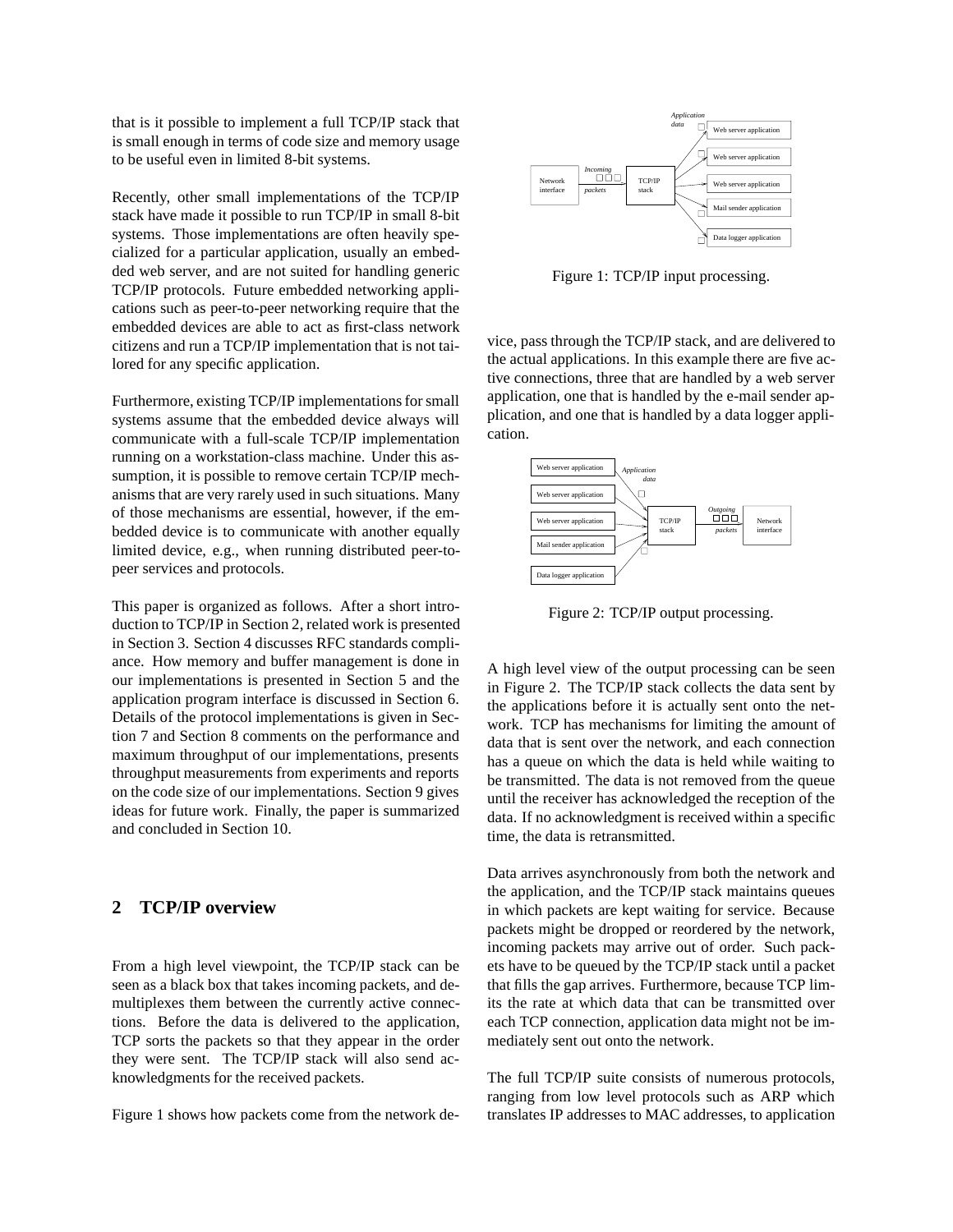that is it possible to implement a full TCP/IP stack that is small enough in terms of code size and memory usage to be useful even in limited 8-bit systems.

Recently, other small implementations of the TCP/IP stack have made it possible to run TCP/IP in small 8-bit systems. Those implementations are often heavily specialized for a particular application, usually an embedded web server, and are not suited for handling generic TCP/IP protocols. Future embedded networking applications such as peer-to-peer networking require that the embedded devices are able to act as first-class network citizens and run a TCP/IP implementation that is not tailored for any specific application.

Furthermore, existing TCP/IP implementations for small systems assume that the embedded device always will communicate with a full-scale TCP/IP implementation running on a workstation-class machine. Under this assumption, it is possible to remove certain TCP/IP mechanisms that are very rarely used in such situations. Many of those mechanisms are essential, however, if the embedded device is to communicate with another equally limited device, e.g., when running distributed peer-to-peer services and protocols.

This paper is organized as follows. After a short introduction to TCP/IP in Section 2, related work is presented in Section 3. Section 4 discusses RFC standards compliance. How memory and buffer management is done in our implementations is presented in Section 5 and the application program interface is discussed in Section 6. Details of the protocol implementations is given in Section 7 and Section 8 comments on the performance and maximum throughput of our implementations, presents throughput measurements from experiments and reports on the code size of our implementations. Section 9 gives ideas for future work. Finally, the paper is summarized and concluded in Section 10.

## 2 TCP/IP overview

From a high level viewpoint, the TCP/IP stack can be seen as a black box that takes incoming packets, and demultiplexes them between the currently active connections. Before the data is delivered to the application, TCP sorts the packets so that they appear in the order they were sent. The TCP/IP stack will also send acknowledgments for the received packets.

Figure 1 shows how packets come from the network device, pass through the TCP/IP stack, and are delivered to the actual applications. In this example there are five active connections, three that are handled by a web server application, one that is handled by the e-mail sender application, and one that is handled by a data logger application.

Application data
Network interface
Incoming packets
TCP/IP stack
Web server application
Web server application
Web server application
Mail sender application
Data logger application

Figure 1: TCP/IP input processing.

Web server application
Web server application
Web server application
Mail sender application
Data logger application
Application data
TCP/IP stack
Outgoing packets
Network interface

Figure 2: TCP/IP output processing.

A high level view of the output processing can be seen in Figure 2. The TCP/IP stack collects the data sent by the applications before it is actually sent onto the network. TCP has mechanisms for limiting the amount of data that is sent over the network, and each connection has a queue on which the data is held while waiting to be transmitted. The data is not removed from the queue until the receiver has acknowledged the reception of the data. If no acknowledgment is received within a specific time, the data is retransmitted.

Data arrives asynchronously from both the network and the application, and the TCP/IP stack maintains queues in which packets are kept waiting for service. Because packets might be dropped or reordered by the network, incoming packets may arrive out of order. Such packets have to be queued by the TCP/IP stack until a packet that fills the gap arrives. Furthermore, because TCP limits the rate at which data that can be transmitted over each TCP connection, application data might not be immediately sent out onto the network.

The full TCP/IP suite consists of numerous protocols, ranging from low level protocols such as ARP which translates IP addresses to MAC addresses, to application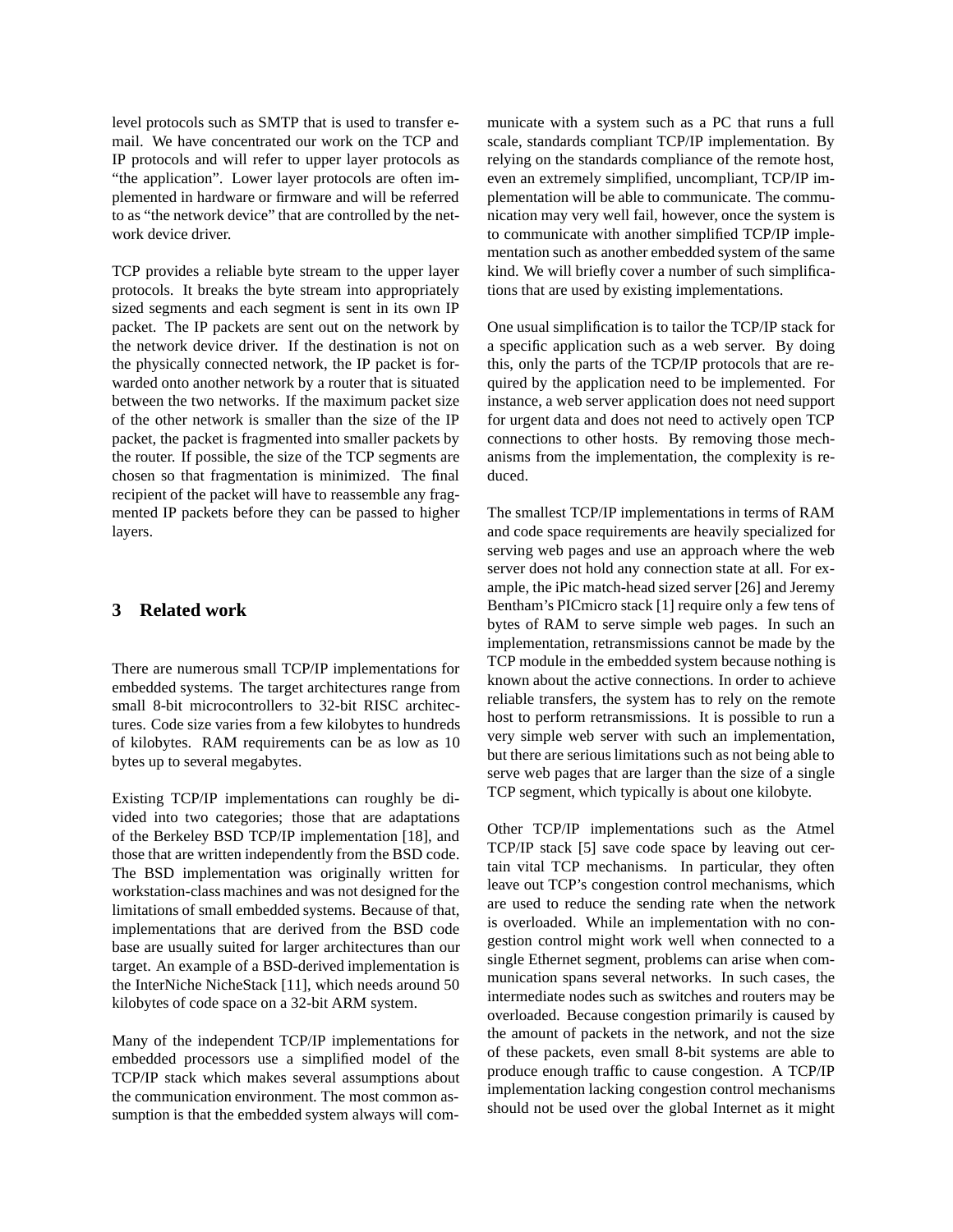level protocols such as SMTP that is used to transfer e-mail. We have concentrated our work on the TCP and IP protocols and will refer to upper layer protocols as "the application". Lower layer protocols are often implemented in hardware or firmware and will be referred to as "the network device" that are controlled by the network device driver.

TCP provides a reliable byte stream to the upper layer protocols. It breaks the byte stream into appropriately sized segments and each segment is sent in its own IP packet. The IP packets are sent out on the network by the network device driver. If the destination is not on the physically connected network, the IP packet is forwarded onto another network by a router that is situated between the two networks. If the maximum packet size of the other network is smaller than the size of the IP packet, the packet is fragmented into smaller packets by the router. If possible, the size of the TCP segments are chosen so that fragmentation is minimized. The final recipient of the packet will have to reassemble any fragmented IP packets before they can be passed to higher layers.

## 3 Related work

There are numerous small TCP/IP implementations for embedded systems. The target architectures range from small 8-bit microcontrollers to 32-bit RISC architectures. Code size varies from a few kilobytes to hundreds of kilobytes. RAM requirements can be as low as 10 bytes up to several megabytes.

Existing TCP/IP implementations can roughly be divided into two categories; those that are adaptations of the Berkeley BSD TCP/IP implementation [18], and those that are written independently from the BSD code. The BSD implementation was originally written for workstation-class machines and was not designed for the limitations of small embedded systems. Because of that, implementations that are derived from the BSD code base are usually suited for larger architectures than our target. An example of a BSD-derived implementation is the InterNiche NicheStack [11], which needs around 50 kilobytes of code space on a 32-bit ARM system.

Many of the independent TCP/IP implementations for embedded processors use a simplified model of the TCP/IP stack which makes several assumptions about the communication environment. The most common assumption is that the embedded system always will communicate with a system such as a PC that runs a full scale, standards compliant TCP/IP implementation. By relying on the standards compliance of the remote host, even an extremely simplified, uncompliant, TCP/IP implementation will be able to communicate. The communication may very well fail, however, once the system is to communicate with another simplified TCP/IP implementation such as another embedded system of the same kind. We will briefly cover a number of such simplifications that are used by existing implementations.

One usual simplification is to tailor the TCP/IP stack for a specific application such as a web server. By doing this, only the parts of the TCP/IP protocols that are required by the application need to be implemented. For instance, a web server application does not need support for urgent data and does not need to actively open TCP connections to other hosts. By removing those mechanisms from the implementation, the complexity is reduced.

The smallest TCP/IP implementations in terms of RAM and code space requirements are heavily specialized for serving web pages and use an approach where the web server does not hold any connection state at all. For example, the iPic match-head sized server [26] and Jeremy Bentham's PICmicro stack [1] require only a few tens of bytes of RAM to serve simple web pages. In such an implementation, retransmissions cannot be made by the TCP module in the embedded system because nothing is known about the active connections. In order to achieve reliable transfers, the system has to rely on the remote host to perform retransmissions. It is possible to run a very simple web server with such an implementation, but there are serious limitations such as not being able to serve web pages that are larger than the size of a single TCP segment, which typically is about one kilobyte.

Other TCP/IP implementations such as the Atmel TCP/IP stack [5] save code space by leaving out certain vital TCP mechanisms. In particular, they often leave out TCP's congestion control mechanisms, which are used to reduce the sending rate when the network is overloaded. While an implementation with no congestion control might work well when connected to a single Ethernet segment, problems can arise when communication spans several networks. In such cases, the intermediate nodes such as switches and routers may be overloaded. Because congestion primarily is caused by the amount of packets in the network, and not the size of these packets, even small 8-bit systems are able to produce enough traffic to cause congestion. A TCP/IP implementation lacking congestion control mechanisms should not be used over the global Internet as it might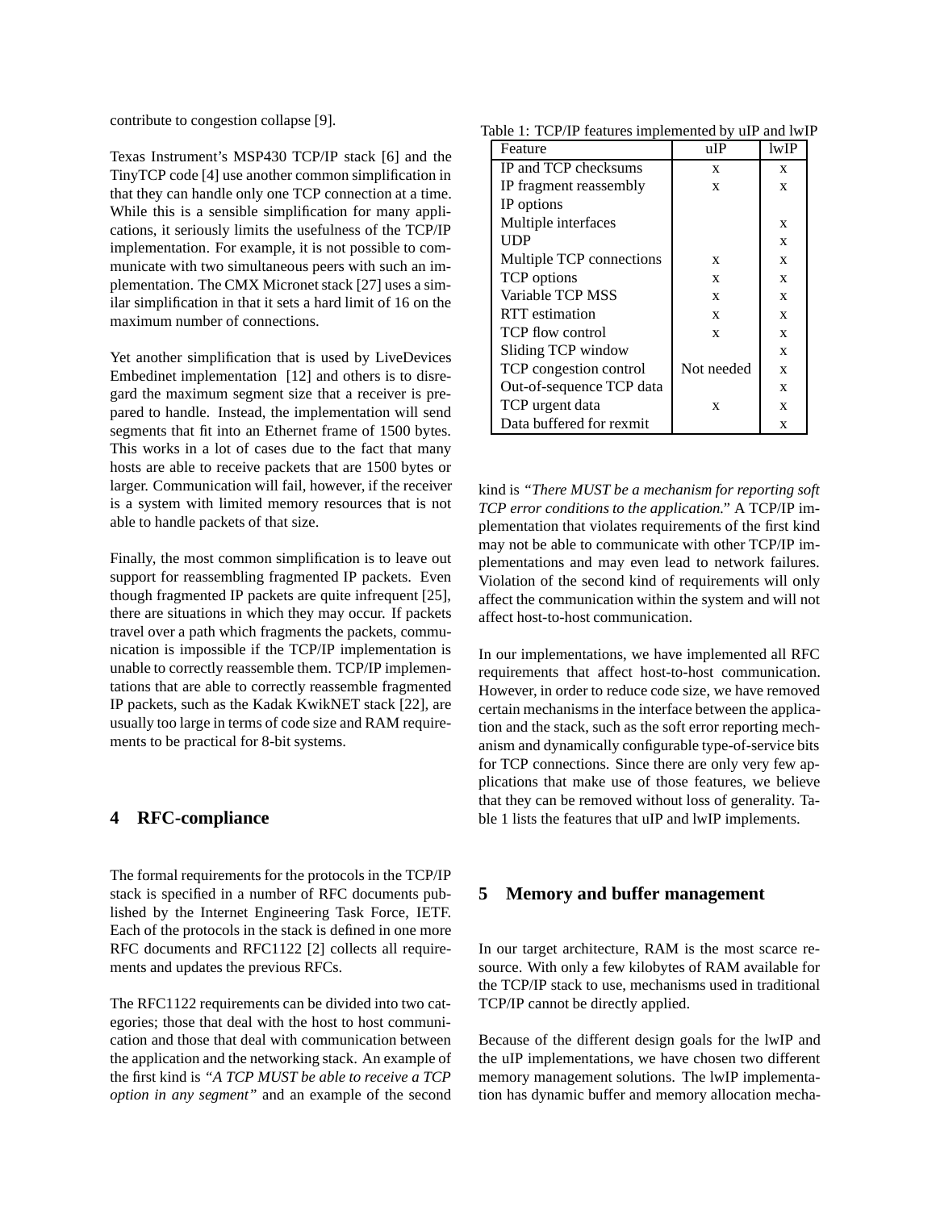contribute to congestion collapse [9].

Texas Instrument's MSP430 TCP/IP stack [6] and the TinyTCP code [4] use another common simplification in that they can handle only one TCP connection at a time. While this is a sensible simplification for many applications, it seriously limits the usefulness of the TCP/IP implementation. For example, it is not possible to communicate with two simultaneous peers with such an implementation. The CMX Micronet stack [27] uses a similar simplification in that it sets a hard limit of 16 on the maximum number of connections.

Yet another simplification that is used by LiveDevices Embedinet implementation [12] and others is to disregard the maximum segment size that a receiver is prepared to handle. Instead, the implementation will send segments that fit into an Ethernet frame of 1500 bytes. This works in a lot of cases due to the fact that many hosts are able to receive packets that are 1500 bytes or larger. Communication will fail, however, if the receiver is a system with limited memory resources that is not able to handle packets of that size.

Finally, the most common simplification is to leave out support for reassembling fragmented IP packets. Even though fragmented IP packets are quite infrequent [25], there are situations in which they may occur. If packets travel over a path which fragments the packets, communication is impossible if the TCP/IP implementation is unable to correctly reassemble them. TCP/IP implementations that are able to correctly reassemble fragmented IP packets, such as the Kadak KwikNET stack [22], are usually too large in terms of code size and RAM requirements to be practical for 8-bit systems.

## 4 RFC-compliance

The formal requirements for the protocols in the TCP/IP stack is specified in a number of RFC documents published by the Internet Engineering Task Force, IETF. Each of the protocols in the stack is defined in one more RFC documents and RFC1122 [2] collects all requirements and updates the previous RFCs.

The RFC1122 requirements can be divided into two categories; those that deal with the host to host communication and those that deal with communication between the application and the networking stack. An example of the first kind is *"A TCP MUST be able to receive a TCP option in any segment"* and an example of the second kind is *"There MUST be a mechanism for reporting soft TCP error conditions to the application."* A TCP/IP implementation that violates requirements of the first kind may not be able to communicate with other TCP/IP implementations and may even lead to network failures. Violation of the second kind of requirements will only affect the communication within the system and will not affect host-to-host communication.

In our implementations, we have implemented all RFC requirements that affect host-to-host communication. However, in order to reduce code size, we have removed certain mechanisms in the interface between the application and the stack, such as the soft error reporting mechanism and dynamically configurable type-of-service bits for TCP connections. Since there are only very few applications that make use of those features, we believe that they can be removed without loss of generality. Table 1 lists the features that uIP and lwIP implements.

Table 1: TCP/IP features implemented by uIP and lwIP

| Feature | uIP | lwIP |
|---|---|---|
| IP and TCP checksums | x | x |
| IP fragment reassembly | x | x |
| IP options | | |
| Multiple interfaces | | x |
| UDP | | x |
| Multiple TCP connections | x | x |
| TCP options | x | x |
| Variable TCP MSS | x | x |
| RTT estimation | x | x |
| TCP flow control | x | x |
| Sliding TCP window | | x |
| TCP congestion control | Not needed | x |
| Out-of-sequence TCP data | | x |
| TCP urgent data | x | x |
| Data buffered for rexmit | | x |

## 5 Memory and buffer management

In our target architecture, RAM is the most scarce resource. With only a few kilobytes of RAM available for the TCP/IP stack to use, mechanisms used in traditional TCP/IP cannot be directly applied.

Because of the different design goals for the lwIP and the uIP implementations, we have chosen two different memory management solutions. The lwIP implementation has dynamic buffer and memory allocation mecha-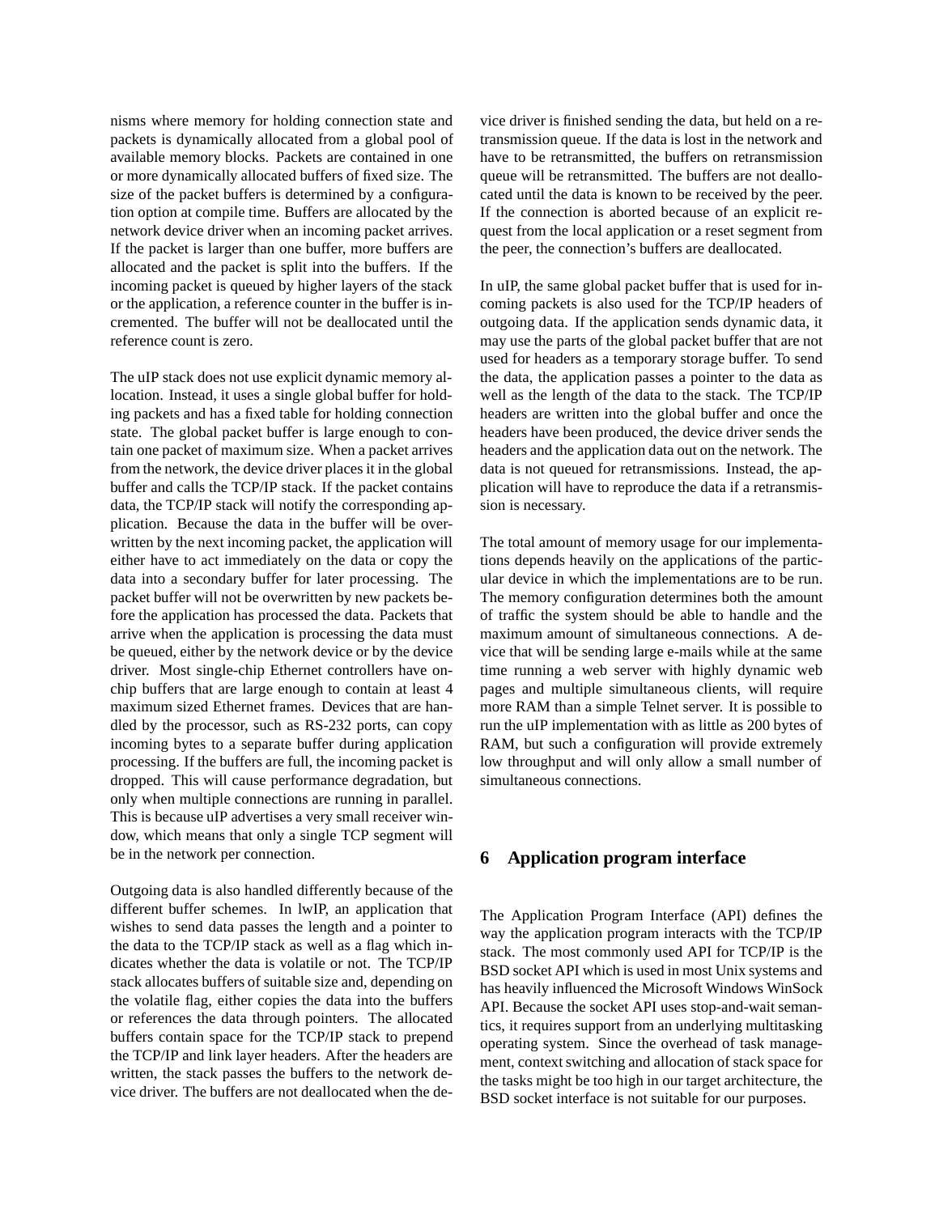nisms where memory for holding connection state and packets is dynamically allocated from a global pool of available memory blocks. Packets are contained in one or more dynamically allocated buffers of fixed size. The size of the packet buffers is determined by a configuration option at compile time. Buffers are allocated by the network device driver when an incoming packet arrives. If the packet is larger than one buffer, more buffers are allocated and the packet is split into the buffers. If the incoming packet is queued by higher layers of the stack or the application, a reference counter in the buffer is incremented. The buffer will not be deallocated until the reference count is zero.

The uIP stack does not use explicit dynamic memory allocation. Instead, it uses a single global buffer for holding packets and has a fixed table for holding connection state. The global packet buffer is large enough to contain one packet of maximum size. When a packet arrives from the network, the device driver places it in the global buffer and calls the TCP/IP stack. If the packet contains data, the TCP/IP stack will notify the corresponding application. Because the data in the buffer will be overwritten by the next incoming packet, the application will either have to act immediately on the data or copy the data into a secondary buffer for later processing. The packet buffer will not be overwritten by new packets before the application has processed the data. Packets that arrive when the application is processing the data must be queued, either by the network device or by the device driver. Most single-chip Ethernet controllers have on-chip buffers that are large enough to contain at least 4 maximum sized Ethernet frames. Devices that are handled by the processor, such as RS-232 ports, can copy incoming bytes to a separate buffer during application processing. If the buffers are full, the incoming packet is dropped. This will cause performance degradation, but only when multiple connections are running in parallel. This is because uIP advertises a very small receiver window, which means that only a single TCP segment will be in the network per connection.

Outgoing data is also handled differently because of the different buffer schemes. In lwIP, an application that wishes to send data passes the length and a pointer to the data to the TCP/IP stack as well as a flag which indicates whether the data is volatile or not. The TCP/IP stack allocates buffers of suitable size and, depending on the volatile flag, either copies the data into the buffers or references the data through pointers. The allocated buffers contain space for the TCP/IP stack to prepend the TCP/IP and link layer headers. After the headers are written, the stack passes the buffers to the network device driver. The buffers are not deallocated when the device driver is finished sending the data, but held on a retransmission queue. If the data is lost in the network and have to be retransmitted, the buffers on retransmission queue will be retransmitted. The buffers are not deallocated until the data is known to be received by the peer. If the connection is aborted because of an explicit request from the local application or a reset segment from the peer, the connection's buffers are deallocated.

In uIP, the same global packet buffer that is used for incoming packets is also used for the TCP/IP headers of outgoing data. If the application sends dynamic data, it may use the parts of the global packet buffer that are not used for headers as a temporary storage buffer. To send the data, the application passes a pointer to the data as well as the length of the data to the stack. The TCP/IP headers are written into the global buffer and once the headers have been produced, the device driver sends the headers and the application data out on the network. The data is not queued for retransmissions. Instead, the application will have to reproduce the data if a retransmission is necessary.

The total amount of memory usage for our implementations depends heavily on the applications of the particular device in which the implementations are to be run. The memory configuration determines both the amount of traffic the system should be able to handle and the maximum amount of simultaneous connections. A device that will be sending large e-mails while at the same time running a web server with highly dynamic web pages and multiple simultaneous clients, will require more RAM than a simple Telnet server. It is possible to run the uIP implementation with as little as 200 bytes of RAM, but such a configuration will provide extremely low throughput and will only allow a small number of simultaneous connections.

## 6 Application program interface

The Application Program Interface (API) defines the way the application program interacts with the TCP/IP stack. The most commonly used API for TCP/IP is the BSD socket API which is used in most Unix systems and has heavily influenced the Microsoft Windows WinSock API. Because the socket API uses stop-and-wait semantics, it requires support from an underlying multitasking operating system. Since the overhead of task management, context switching and allocation of stack space for the tasks might be too high in our target architecture, the BSD socket interface is not suitable for our purposes.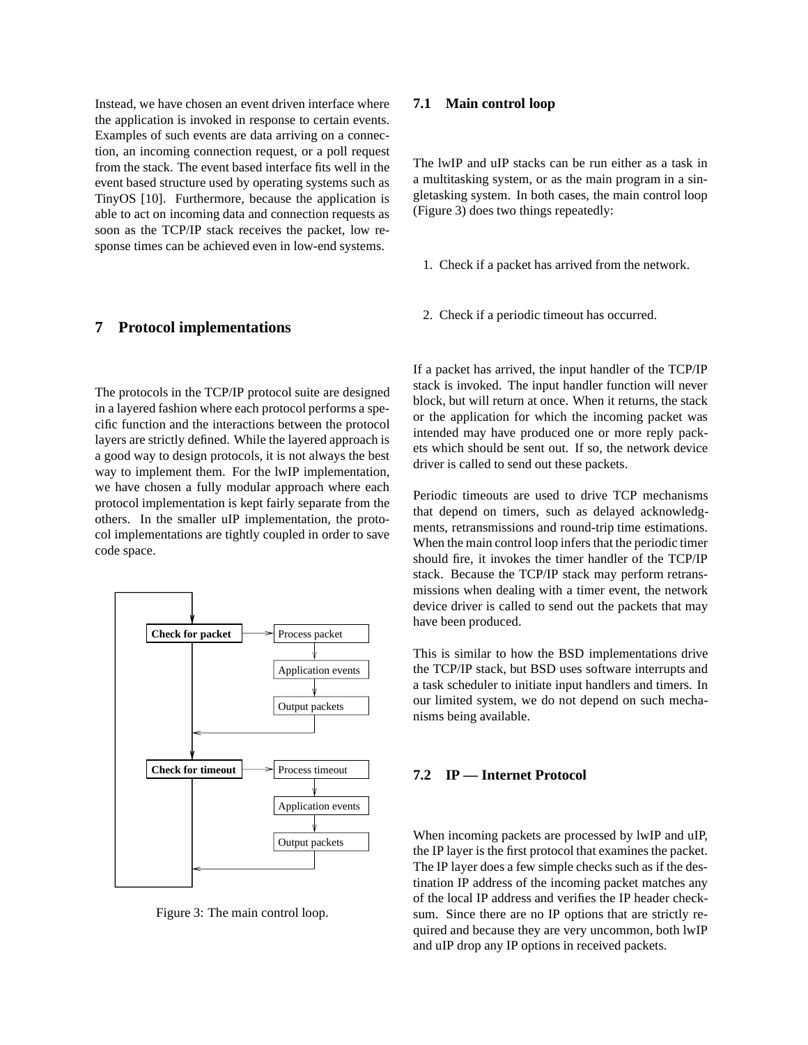Instead, we have chosen an event driven interface where the application is invoked in response to certain events. Examples of such events are data arriving on a connection, an incoming connection request, or a poll request from the stack. The event based interface fits well in the event based structure used by operating systems such as TinyOS [10]. Furthermore, because the application is able to act on incoming data and connection requests as soon as the TCP/IP stack receives the packet, low response times can be achieved even in low-end systems.

# 7 Protocol implementations

The protocols in the TCP/IP protocol suite are designed in a layered fashion where each protocol performs a specific function and the interactions between the protocol layers are strictly defined. While the layered approach is a good way to design protocols, it is not always the best way to implement them. For the lwIP implementation, we have chosen a fully modular approach where each protocol implementation is kept fairly separate from the others. In the smaller uIP implementation, the protocol implementations are tightly coupled in order to save code space.

Figure 3: The main control loop.

## 7.1 Main control loop

The lwIP and uIP stacks can be run either as a task in a multitasking system, or as the main program in a singletasking system. In both cases, the main control loop (Figure 3) does two things repeatedly:

1. Check if a packet has arrived from the network.
2. Check if a periodic timeout has occurred.

If a packet has arrived, the input handler of the TCP/IP stack is invoked. The input handler function will never block, but will return at once. When it returns, the stack or the application for which the incoming packet was intended may have produced one or more reply packets which should be sent out. If so, the network device driver is called to send out these packets.

Periodic timeouts are used to drive TCP mechanisms that depend on timers, such as delayed acknowledgments, retransmissions and round-trip time estimations. When the main control loop infers that the periodic timer should fire, it invokes the timer handler of the TCP/IP stack. Because the TCP/IP stack may perform retransmissions when dealing with a timer event, the network device driver is called to send out the packets that may have been produced.

This is similar to how the BSD implementations drive the TCP/IP stack, but BSD uses software interrupts and a task scheduler to initiate input handlers and timers. In our limited system, we do not depend on such mechanisms being available.

## 7.2 IP — Internet Protocol

When incoming packets are processed by lwIP and uIP, the IP layer is the first protocol that examines the packet. The IP layer does a few simple checks such as if the destination IP address of the incoming packet matches any of the local IP address and verifies the IP header checksum. Since there are no IP options that are strictly required and because they are very uncommon, both lwIP and uIP drop any IP options in received packets.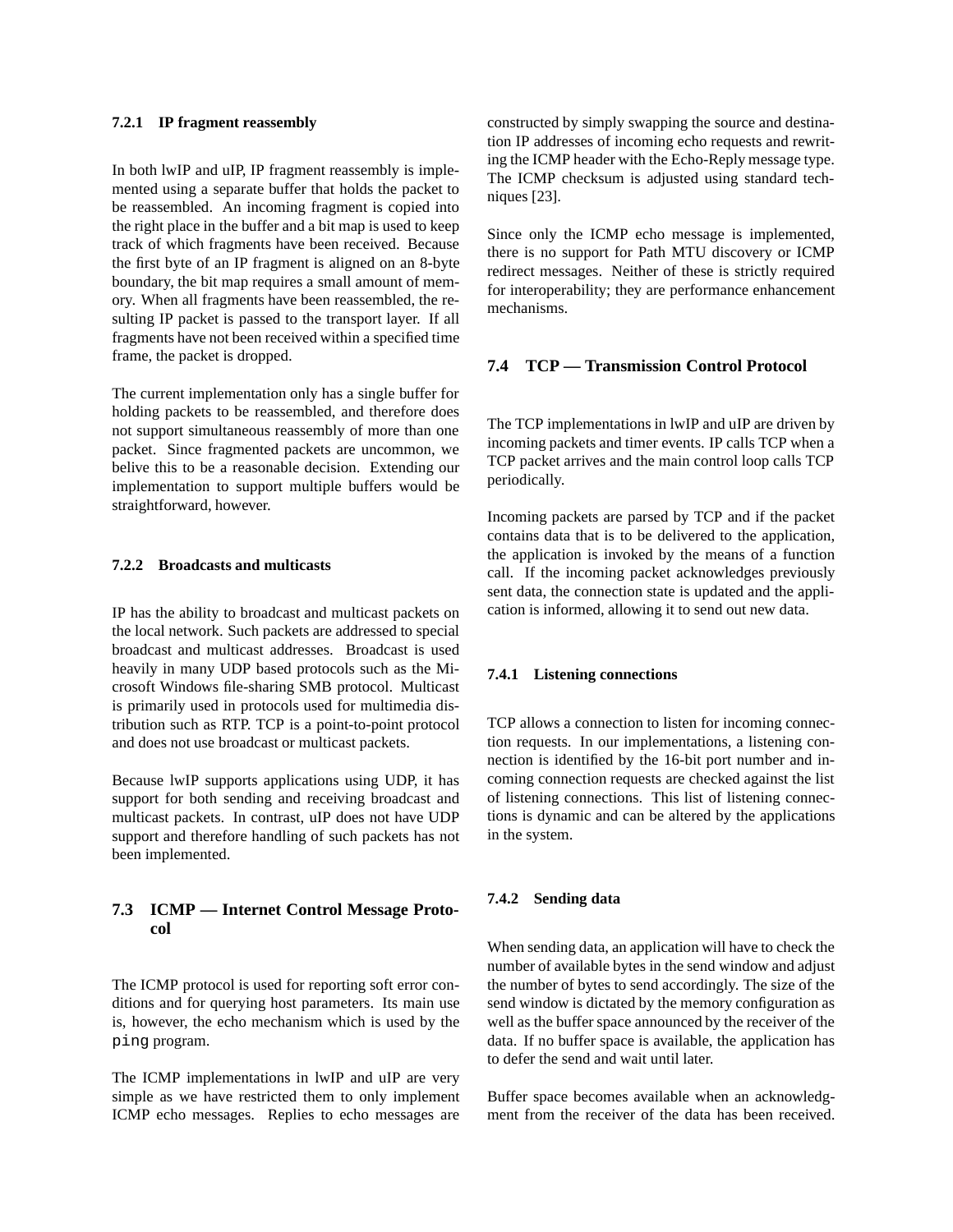#### 7.2.1 IP fragment reassembly

In both lwIP and uIP, IP fragment reassembly is implemented using a separate buffer that holds the packet to be reassembled. An incoming fragment is copied into the right place in the buffer and a bit map is used to keep track of which fragments have been received. Because the first byte of an IP fragment is aligned on an 8-byte boundary, the bit map requires a small amount of memory. When all fragments have been reassembled, the resulting IP packet is passed to the transport layer. If all fragments have not been received within a specified time frame, the packet is dropped.

The current implementation only has a single buffer for holding packets to be reassembled, and therefore does not support simultaneous reassembly of more than one packet. Since fragmented packets are uncommon, we belive this to be a reasonable decision. Extending our implementation to support multiple buffers would be straightforward, however.

#### 7.2.2 Broadcasts and multicasts

IP has the ability to broadcast and multicast packets on the local network. Such packets are addressed to special broadcast and multicast addresses. Broadcast is used heavily in many UDP based protocols such as the Microsoft Windows file-sharing SMB protocol. Multicast is primarily used in protocols used for multimedia distribution such as RTP. TCP is a point-to-point protocol and does not use broadcast or multicast packets.

Because lwIP supports applications using UDP, it has support for both sending and receiving broadcast and multicast packets. In contrast, uIP does not have UDP support and therefore handling of such packets has not been implemented.

### 7.3 ICMP — Internet Control Message Protocol

The ICMP protocol is used for reporting soft error conditions and for querying host parameters. Its main use is, however, the echo mechanism which is used by the `ping` program.

The ICMP implementations in lwIP and uIP are very simple as we have restricted them to only implement ICMP echo messages. Replies to echo messages are constructed by simply swapping the source and destination IP addresses of incoming echo requests and rewriting the ICMP header with the Echo-Reply message type. The ICMP checksum is adjusted using standard techniques [23].

Since only the ICMP echo message is implemented, there is no support for Path MTU discovery or ICMP redirect messages. Neither of these is strictly required for interoperability; they are performance enhancement mechanisms.

### 7.4 TCP — Transmission Control Protocol

The TCP implementations in lwIP and uIP are driven by incoming packets and timer events. IP calls TCP when a TCP packet arrives and the main control loop calls TCP periodically.

Incoming packets are parsed by TCP and if the packet contains data that is to be delivered to the application, the application is invoked by the means of a function call. If the incoming packet acknowledges previously sent data, the connection state is updated and the application is informed, allowing it to send out new data.

#### 7.4.1 Listening connections

TCP allows a connection to listen for incoming connection requests. In our implementations, a listening connection is identified by the 16-bit port number and incoming connection requests are checked against the list of listening connections. This list of listening connections is dynamic and can be altered by the applications in the system.

#### 7.4.2 Sending data

When sending data, an application will have to check the number of available bytes in the send window and adjust the number of bytes to send accordingly. The size of the send window is dictated by the memory configuration as well as the buffer space announced by the receiver of the data. If no buffer space is available, the application has to defer the send and wait until later.

Buffer space becomes available when an acknowledgment from the receiver of the data has been received.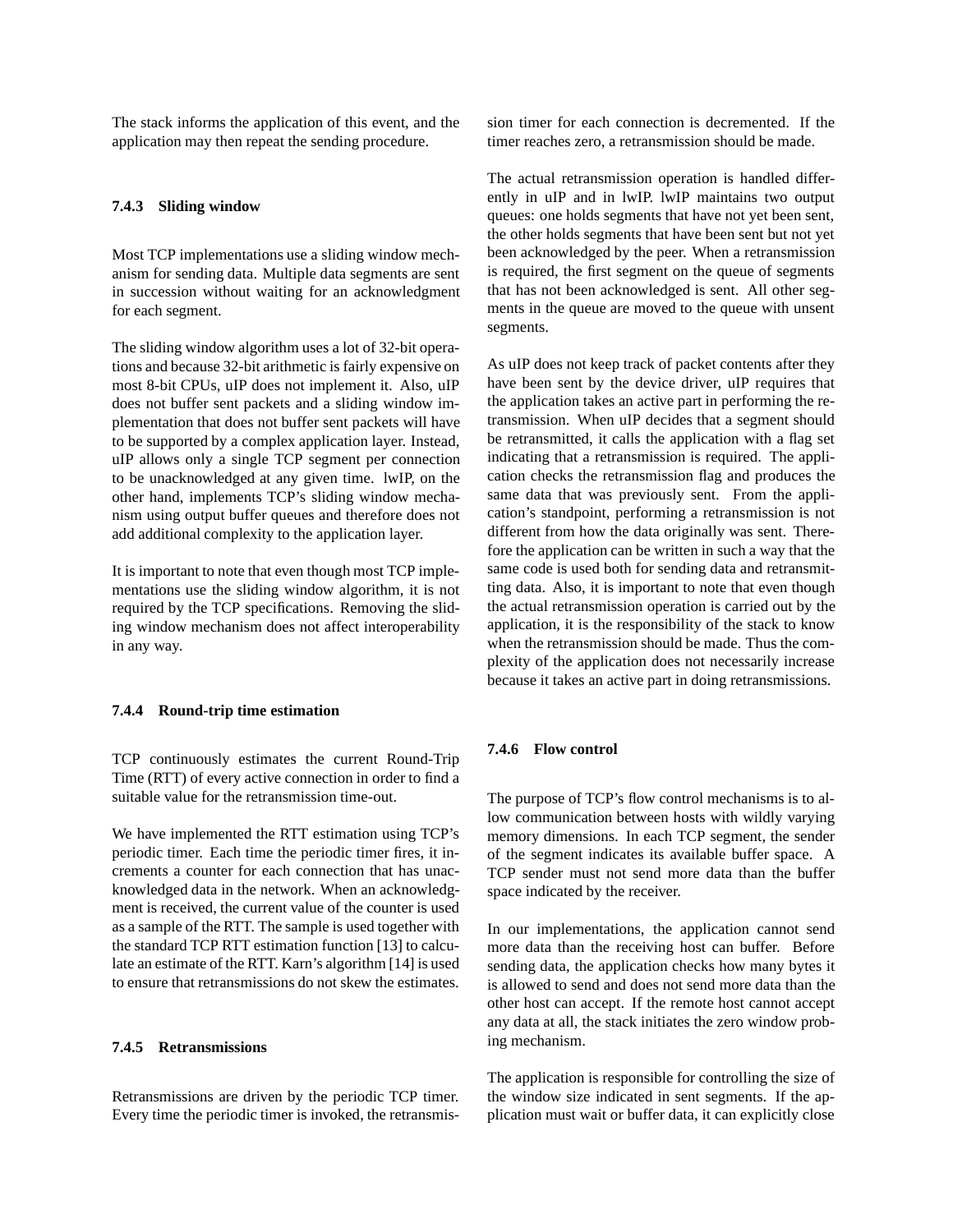The stack informs the application of this event, and the application may then repeat the sending procedure.

### 7.4.3 Sliding window

Most TCP implementations use a sliding window mechanism for sending data. Multiple data segments are sent in succession without waiting for an acknowledgment for each segment.

The sliding window algorithm uses a lot of 32-bit operations and because 32-bit arithmetic is fairly expensive on most 8-bit CPUs, uIP does not implement it. Also, uIP does not buffer sent packets and a sliding window implementation that does not buffer sent packets will have to be supported by a complex application layer. Instead, uIP allows only a single TCP segment per connection to be unacknowledged at any given time. lwIP, on the other hand, implements TCP's sliding window mechanism using output buffer queues and therefore does not add additional complexity to the application layer.

It is important to note that even though most TCP implementations use the sliding window algorithm, it is not required by the TCP specifications. Removing the sliding window mechanism does not affect interoperability in any way.

### 7.4.4 Round-trip time estimation

TCP continuously estimates the current Round-Trip Time (RTT) of every active connection in order to find a suitable value for the retransmission time-out.

We have implemented the RTT estimation using TCP's periodic timer. Each time the periodic timer fires, it increments a counter for each connection that has unacknowledged data in the network. When an acknowledgment is received, the current value of the counter is used as a sample of the RTT. The sample is used together with the standard TCP RTT estimation function [13] to calculate an estimate of the RTT. Karn's algorithm [14] is used to ensure that retransmissions do not skew the estimates.

### 7.4.5 Retransmissions

Retransmissions are driven by the periodic TCP timer. Every time the periodic timer is invoked, the retransmission timer for each connection is decremented. If the timer reaches zero, a retransmission should be made.

The actual retransmission operation is handled differently in uIP and in lwIP. lwIP maintains two output queues: one holds segments that have not yet been sent, the other holds segments that have been sent but not yet been acknowledged by the peer. When a retransmission is required, the first segment on the queue of segments that has not been acknowledged is sent. All other segments in the queue are moved to the queue with unsent segments.

As uIP does not keep track of packet contents after they have been sent by the device driver, uIP requires that the application takes an active part in performing the retransmission. When uIP decides that a segment should be retransmitted, it calls the application with a flag set indicating that a retransmission is required. The application checks the retransmission flag and produces the same data that was previously sent. From the application's standpoint, performing a retransmission is not different from how the data originally was sent. Therefore the application can be written in such a way that the same code is used both for sending data and retransmitting data. Also, it is important to note that even though the actual retransmission operation is carried out by the application, it is the responsibility of the stack to know when the retransmission should be made. Thus the complexity of the application does not necessarily increase because it takes an active part in doing retransmissions.

### 7.4.6 Flow control

The purpose of TCP's flow control mechanisms is to allow communication between hosts with wildly varying memory dimensions. In each TCP segment, the sender of the segment indicates its available buffer space. A TCP sender must not send more data than the buffer space indicated by the receiver.

In our implementations, the application cannot send more data than the receiving host can buffer. Before sending data, the application checks how many bytes it is allowed to send and does not send more data than the other host can accept. If the remote host cannot accept any data at all, the stack initiates the zero window probing mechanism.

The application is responsible for controlling the size of the window size indicated in sent segments. If the application must wait or buffer data, it can explicitly close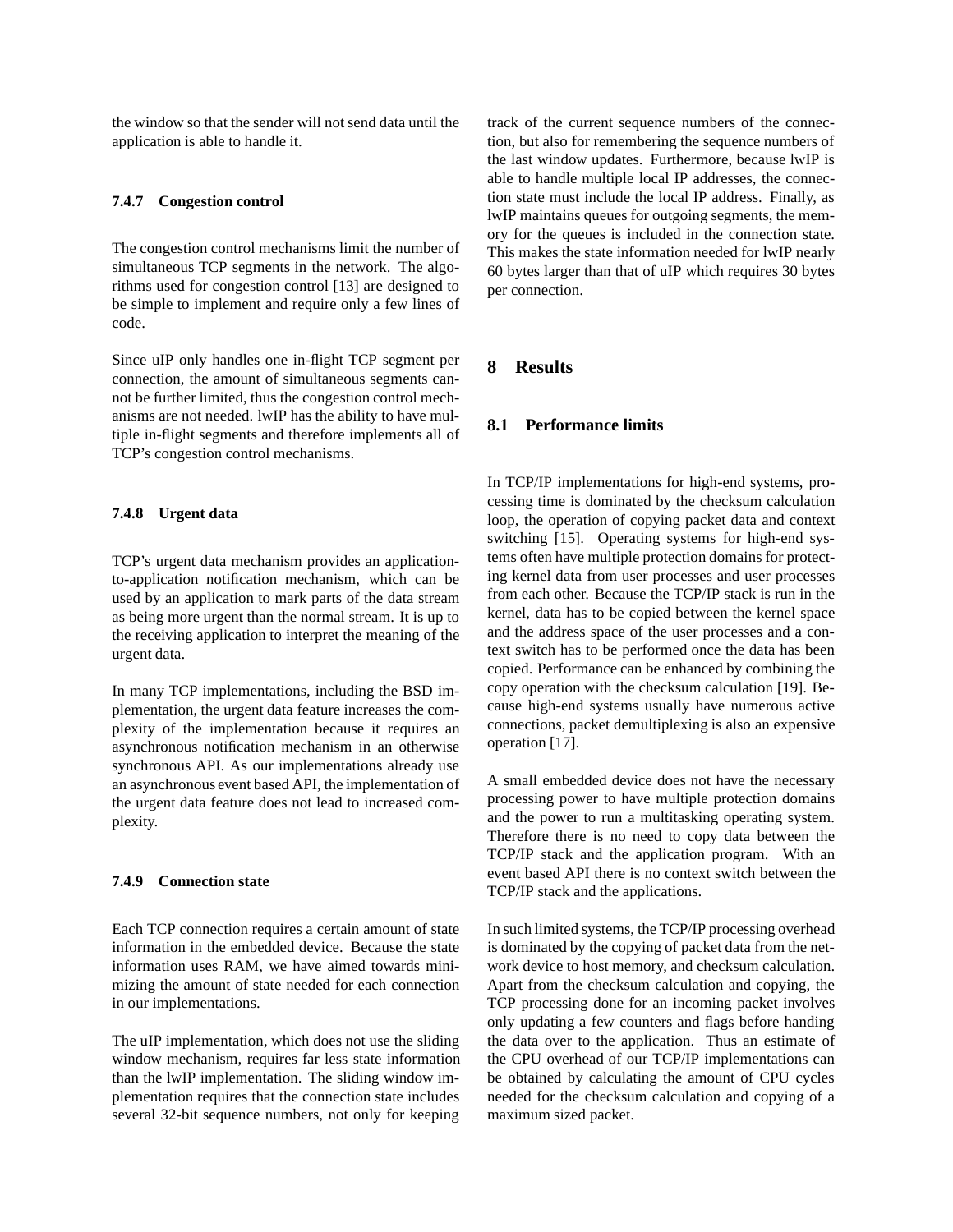the window so that the sender will not send data until the application is able to handle it.

#### 7.4.7 Congestion control

The congestion control mechanisms limit the number of simultaneous TCP segments in the network. The algorithms used for congestion control [13] are designed to be simple to implement and require only a few lines of code.

Since uIP only handles one in-flight TCP segment per connection, the amount of simultaneous segments cannot be further limited, thus the congestion control mechanisms are not needed. lwIP has the ability to have multiple in-flight segments and therefore implements all of TCP's congestion control mechanisms.

#### 7.4.8 Urgent data

TCP's urgent data mechanism provides an application-to-application notification mechanism, which can be used by an application to mark parts of the data stream as being more urgent than the normal stream. It is up to the receiving application to interpret the meaning of the urgent data.

In many TCP implementations, including the BSD implementation, the urgent data feature increases the complexity of the implementation because it requires an asynchronous notification mechanism in an otherwise synchronous API. As our implementations already use an asynchronous event based API, the implementation of the urgent data feature does not lead to increased complexity.

#### 7.4.9 Connection state

Each TCP connection requires a certain amount of state information in the embedded device. Because the state information uses RAM, we have aimed towards minimizing the amount of state needed for each connection in our implementations.

The uIP implementation, which does not use the sliding window mechanism, requires far less state information than the lwIP implementation. The sliding window implementation requires that the connection state includes several 32-bit sequence numbers, not only for keeping track of the current sequence numbers of the connection, but also for remembering the sequence numbers of the last window updates. Furthermore, because lwIP is able to handle multiple local IP addresses, the connection state must include the local IP address. Finally, as lwIP maintains queues for outgoing segments, the memory for the queues is included in the connection state. This makes the state information needed for lwIP nearly 60 bytes larger than that of uIP which requires 30 bytes per connection.

## 8 Results

### 8.1 Performance limits

In TCP/IP implementations for high-end systems, processing time is dominated by the checksum calculation loop, the operation of copying packet data and context switching [15]. Operating systems for high-end systems often have multiple protection domains for protecting kernel data from user processes and user processes from each other. Because the TCP/IP stack is run in the kernel, data has to be copied between the kernel space and the address space of the user processes and a context switch has to be performed once the data has been copied. Performance can be enhanced by combining the copy operation with the checksum calculation [19]. Because high-end systems usually have numerous active connections, packet demultiplexing is also an expensive operation [17].

A small embedded device does not have the necessary processing power to have multiple protection domains and the power to run a multitasking operating system. Therefore there is no need to copy data between the TCP/IP stack and the application program. With an event based API there is no context switch between the TCP/IP stack and the applications.

In such limited systems, the TCP/IP processing overhead is dominated by the copying of packet data from the network device to host memory, and checksum calculation. Apart from the checksum calculation and copying, the TCP processing done for an incoming packet involves only updating a few counters and flags before handing the data over to the application. Thus an estimate of the CPU overhead of our TCP/IP implementations can be obtained by calculating the amount of CPU cycles needed for the checksum calculation and copying of a maximum sized packet.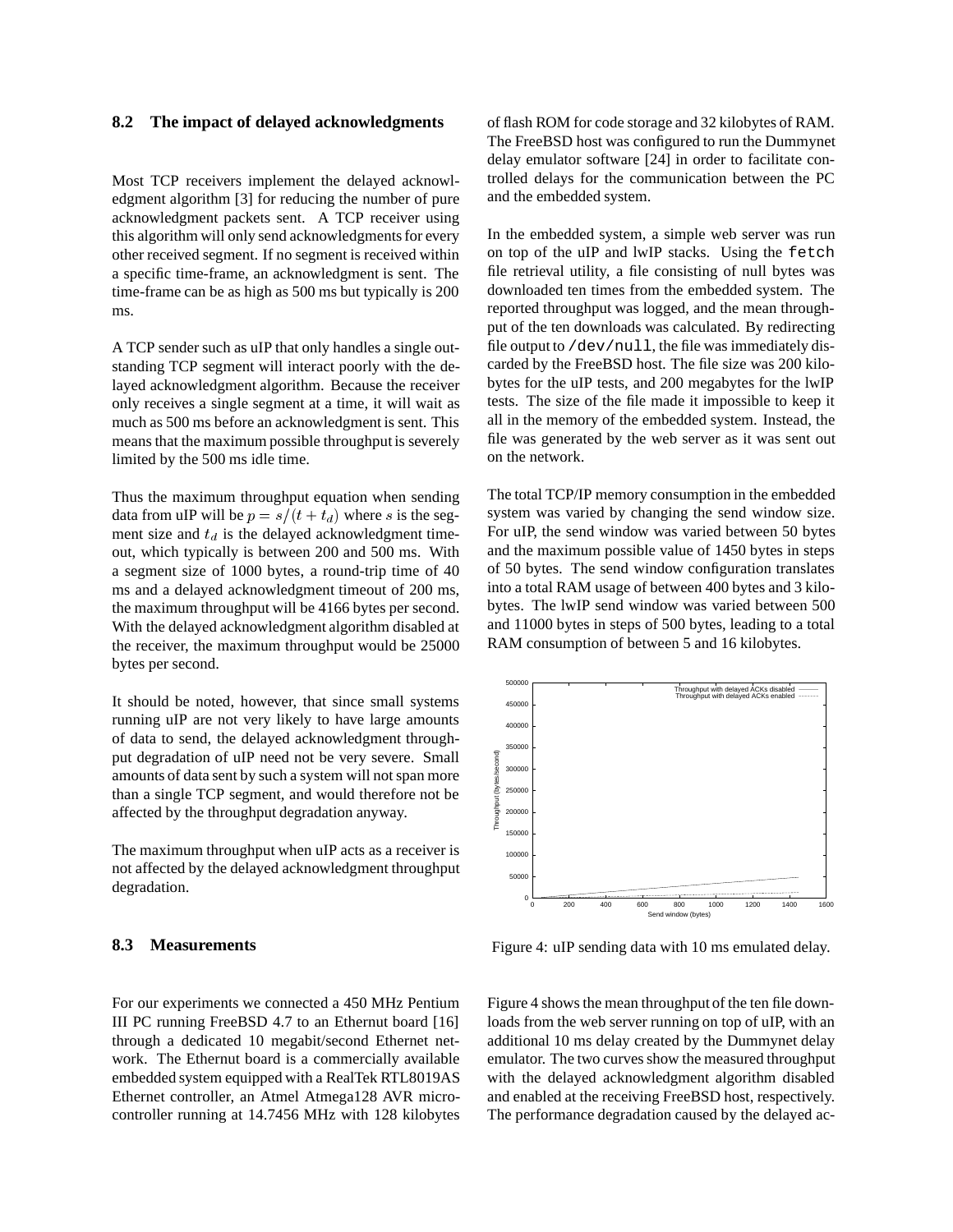## 8.2 The impact of delayed acknowledgments

Most TCP receivers implement the delayed acknowledgment algorithm [3] for reducing the number of pure acknowledgment packets sent. A TCP receiver using this algorithm will only send acknowledgments for every other received segment. If no segment is received within a specific time-frame, an acknowledgment is sent. The time-frame can be as high as 500 ms but typically is 200 ms.

A TCP sender such as uIP that only handles a single outstanding TCP segment will interact poorly with the delayed acknowledgment algorithm. Because the receiver only receives a single segment at a time, it will wait as much as 500 ms before an acknowledgment is sent. This means that the maximum possible throughput is severely limited by the 500 ms idle time.

Thus the maximum throughput equation when sending data from uIP will be $p = s/(t + t_d)$ where $s$ is the segment size and $t_d$ is the delayed acknowledgment timeout, which typically is between 200 and 500 ms. With a segment size of 1000 bytes, a round-trip time of 40 ms and a delayed acknowledgment timeout of 200 ms, the maximum throughput will be 4166 bytes per second. With the delayed acknowledgment algorithm disabled at the receiver, the maximum throughput would be 25000 bytes per second.

It should be noted, however, that since small systems running uIP are not very likely to have large amounts of data to send, the delayed acknowledgment throughput degradation of uIP need not be very severe. Small amounts of data sent by such a system will not span more than a single TCP segment, and would therefore not be affected by the throughput degradation anyway.

The maximum throughput when uIP acts as a receiver is not affected by the delayed acknowledgment throughput degradation.

## 8.3 Measurements

For our experiments we connected a 450 MHz Pentium III PC running FreeBSD 4.7 to an Ethernut board [16] through a dedicated 10 megabit/second Ethernet network. The Ethernut board is a commercially available embedded system equipped with a RealTek RTL8019AS Ethernet controller, an Atmel Atmega128 AVR microcontroller running at 14.7456 MHz with 128 kilobytes of flash ROM for code storage and 32 kilobytes of RAM. The FreeBSD host was configured to run the Dummynet delay emulator software [24] in order to facilitate controlled delays for the communication between the PC and the embedded system.

In the embedded system, a simple web server was run on top of the uIP and lwIP stacks. Using the `fetch` file retrieval utility, a file consisting of null bytes was downloaded ten times from the embedded system. The reported throughput was logged, and the mean throughput of the ten downloads was calculated. By redirecting file output to `/dev/null`, the file was immediately discarded by the FreeBSD host. The file size was 200 kilobytes for the uIP tests, and 200 megabytes for the lwIP tests. The size of the file made it impossible to keep it all in the memory of the embedded system. Instead, the file was generated by the web server as it was sent out on the network.

The total TCP/IP memory consumption in the embedded system was varied by changing the send window size. For uIP, the send window was varied between 50 bytes and the maximum possible value of 1450 bytes in steps of 50 bytes. The send window configuration translates into a total RAM usage of between 400 bytes and 3 kilobytes. The lwIP send window was varied between 500 and 11000 bytes in steps of 500 bytes, leading to a total RAM consumption of between 5 and 16 kilobytes.

Figure 4: uIP sending data with 10 ms emulated delay.

Figure 4 shows the mean throughput of the ten file downloads from the web server running on top of uIP, with an additional 10 ms delay created by the Dummynet delay emulator. The two curves show the measured throughput with the delayed acknowledgment algorithm disabled and enabled at the receiving FreeBSD host, respectively. The performance degradation caused by the delayed ac-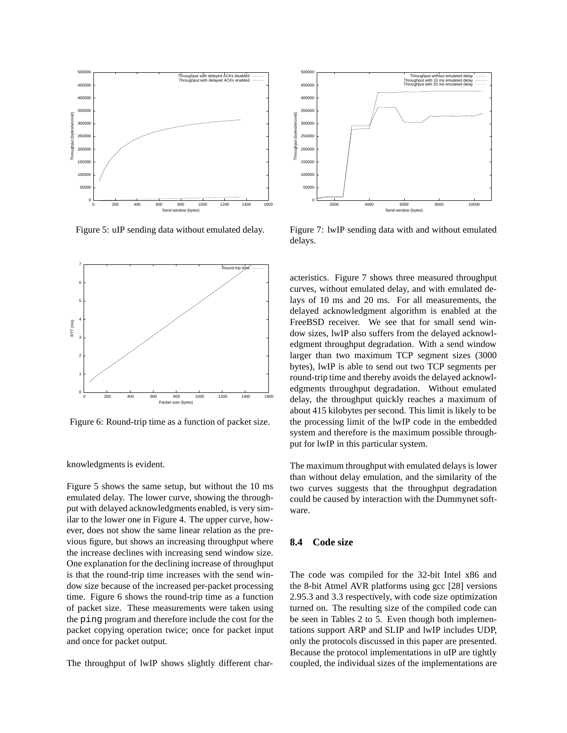Figure 5: uIP sending data without emulated delay.

Figure 6: Round-trip time as a function of packet size.

knowledgments is evident.

Figure 5 shows the same setup, but without the 10 ms emulated delay. The lower curve, showing the throughput with delayed acknowledgments enabled, is very similar to the lower one in Figure 4. The upper curve, however, does not show the same linear relation as the previous figure, but shows an increasing throughput where the increase declines with increasing send window size. One explanation for the declining increase of throughput is that the round-trip time increases with the send window size because of the increased per-packet processing time. Figure 6 shows the round-trip time as a function of packet size. These measurements were taken using the `ping` program and therefore include the cost for the packet copying operation twice; once for packet input and once for packet output.

The throughput of lwIP shows slightly different characteristics. Figure 7 shows three measured throughput curves, without emulated delay, and with emulated delays of 10 ms and 20 ms. For all measurements, the delayed acknowledgment algorithm is enabled at the FreeBSD receiver. We see that for small send window sizes, lwIP also suffers from the delayed acknowledgment throughput degradation. With a send window larger than two maximum TCP segment sizes (3000 bytes), lwIP is able to send out two TCP segments per round-trip time and thereby avoids the delayed acknowledgments throughput degradation. Without emulated delay, the throughput quickly reaches a maximum of about 415 kilobytes per second. This limit is likely to be the processing limit of the lwIP code in the embedded system and therefore is the maximum possible throughput for lwIP in this particular system.

Figure 7: lwIP sending data with and without emulated delays.

The maximum throughput with emulated delays is lower than without delay emulation, and the similarity of the two curves suggests that the throughput degradation could be caused by interaction with the Dummynet software.

### 8.4 Code size

The code was compiled for the 32-bit Intel x86 and the 8-bit Atmel AVR platforms using gcc [28] versions 2.95.3 and 3.3 respectively, with code size optimization turned on. The resulting size of the compiled code can be seen in Tables 2 to 5. Even though both implementations support ARP and SLIP and lwIP includes UDP, only the protocols discussed in this paper are presented. Because the protocol implementations in uIP are tightly coupled, the individual sizes of the implementations are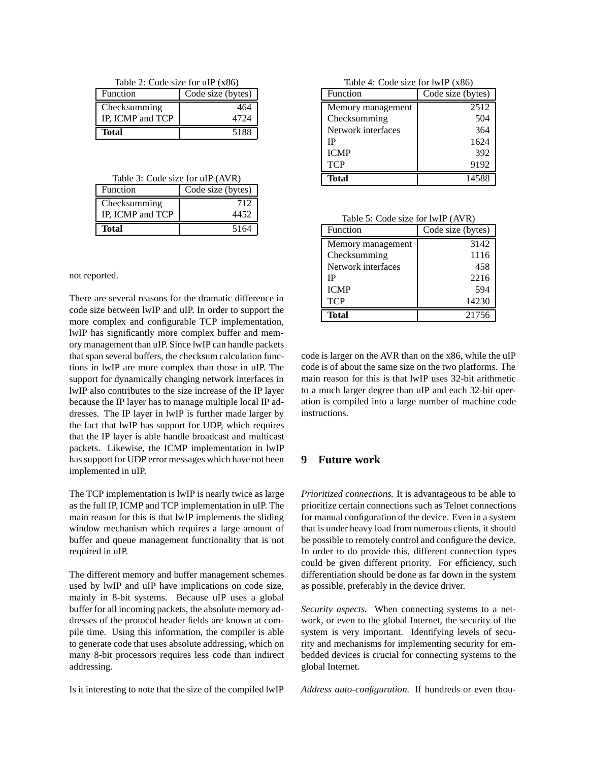Table 2: Code size for uIP (x86)

| Function | Code size (bytes) |
|---|---|
| Checksumming | 464 |
| IP, ICMP and TCP | 4724 |
| **Total** | 5188 |

Table 3: Code size for uIP (AVR)

| Function | Code size (bytes) |
|---|---|
| Checksumming | 712 |
| IP, ICMP and TCP | 4452 |
| **Total** | 5164 |

Table 4: Code size for lwIP (x86)

| Function | Code size (bytes) |
|---|---|
| Memory management | 2512 |
| Checksumming | 504 |
| Network interfaces | 364 |
| IP | 1624 |
| ICMP | 392 |
| TCP | 9192 |
| **Total** | 14588 |

Table 5: Code size for lwIP (AVR)

| Function | Code size (bytes) |
|---|---|
| Memory management | 3142 |
| Checksumming | 1116 |
| Network interfaces | 458 |
| IP | 2216 |
| ICMP | 594 |
| TCP | 14230 |
| **Total** | 21756 |

not reported.

There are several reasons for the dramatic difference in code size between lwIP and uIP. In order to support the more complex and configurable TCP implementation, lwIP has significantly more complex buffer and memory management than uIP. Since lwIP can handle packets that span several buffers, the checksum calculation functions in lwIP are more complex than those in uIP. The support for dynamically changing network interfaces in lwIP also contributes to the size increase of the IP layer because the IP layer has to manage multiple local IP addresses. The IP layer in lwIP is further made larger by the fact that lwIP has support for UDP, which requires that the IP layer is able handle broadcast and multicast packets. Likewise, the ICMP implementation in lwIP has support for UDP error messages which have not been implemented in uIP.

The TCP implementation is lwIP is nearly twice as large as the full IP, ICMP and TCP implementation in uIP. The main reason for this is that lwIP implements the sliding window mechanism which requires a large amount of buffer and queue management functionality that is not required in uIP.

The different memory and buffer management schemes used by lwIP and uIP have implications on code size, mainly in 8-bit systems. Because uIP uses a global buffer for all incoming packets, the absolute memory addresses of the protocol header fields are known at compile time. Using this information, the compiler is able to generate code that uses absolute addressing, which on many 8-bit processors requires less code than indirect addressing.

Is it interesting to note that the size of the compiled lwIP code is larger on the AVR than on the x86, while the uIP code is of about the same size on the two platforms. The main reason for this is that lwIP uses 32-bit arithmetic to a much larger degree than uIP and each 32-bit operation is compiled into a large number of machine code instructions.

## 9 Future work

*Prioritized connections.* It is advantageous to be able to prioritize certain connections such as Telnet connections for manual configuration of the device. Even in a system that is under heavy load from numerous clients, it should be possible to remotely control and configure the device. In order to do provide this, different connection types could be given different priority. For efficiency, such differentiation should be done as far down in the system as possible, preferably in the device driver.

*Security aspects.* When connecting systems to a network, or even to the global Internet, the security of the system is very important. Identifying levels of security and mechanisms for implementing security for embedded devices is crucial for connecting systems to the global Internet.

*Address auto-configuration.* If hundreds or even thou-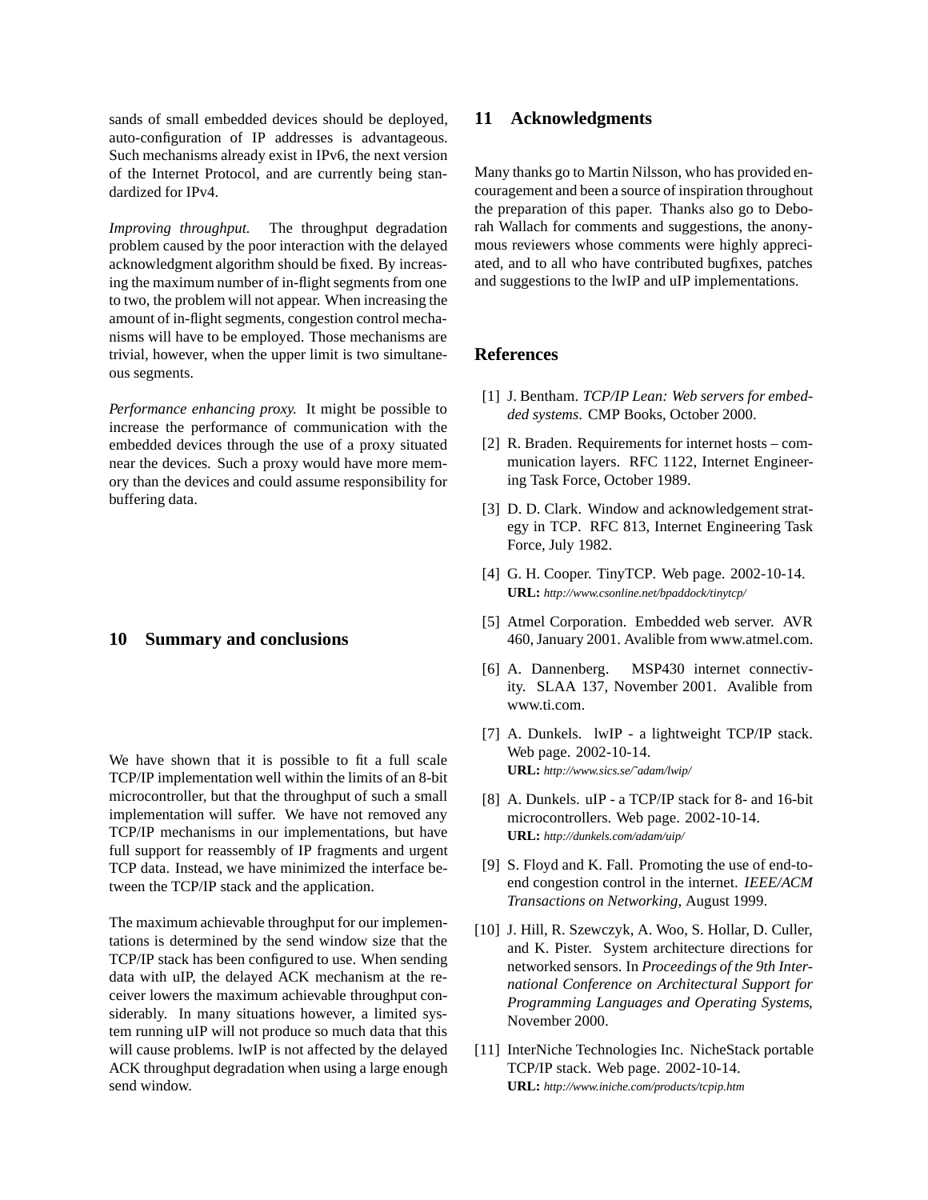sands of small embedded devices should be deployed, auto-configuration of IP addresses is advantageous. Such mechanisms already exist in IPv6, the next version of the Internet Protocol, and are currently being standardized for IPv4.

*Improving throughput.* The throughput degradation problem caused by the poor interaction with the delayed acknowledgment algorithm should be fixed. By increasing the maximum number of in-flight segments from one to two, the problem will not appear. When increasing the amount of in-flight segments, congestion control mechanisms will have to be employed. Those mechanisms are trivial, however, when the upper limit is two simultaneous segments.

*Performance enhancing proxy.* It might be possible to increase the performance of communication with the embedded devices through the use of a proxy situated near the devices. Such a proxy would have more memory than the devices and could assume responsibility for buffering data.

## 10 Summary and conclusions

We have shown that it is possible to fit a full scale TCP/IP implementation well within the limits of an 8-bit microcontroller, but that the throughput of such a small implementation will suffer. We have not removed any TCP/IP mechanisms in our implementations, but have full support for reassembly of IP fragments and urgent TCP data. Instead, we have minimized the interface between the TCP/IP stack and the application.

The maximum achievable throughput for our implementations is determined by the send window size that the TCP/IP stack has been configured to use. When sending data with uIP, the delayed ACK mechanism at the receiver lowers the maximum achievable throughput considerably. In many situations however, a limited system running uIP will not produce so much data that this will cause problems. lwIP is not affected by the delayed ACK throughput degradation when using a large enough send window.

## 11 Acknowledgments

Many thanks go to Martin Nilsson, who has provided encouragement and been a source of inspiration throughout the preparation of this paper. Thanks also go to Deborah Wallach for comments and suggestions, the anonymous reviewers whose comments were highly appreciated, and to all who have contributed bugfixes, patches and suggestions to the lwIP and uIP implementations.

## References

[1] J. Bentham. *TCP/IP Lean: Web servers for embedded systems*. CMP Books, October 2000.

[2] R. Braden. Requirements for internet hosts – communication layers. RFC 1122, Internet Engineering Task Force, October 1989.

[3] D. D. Clark. Window and acknowledgement strategy in TCP. RFC 813, Internet Engineering Task Force, July 1982.

[4] G. H. Cooper. TinyTCP. Web page. 2002-10-14. **URL:** *http://www.csonline.net/bpaddock/tinytcp/*

[5] Atmel Corporation. Embedded web server. AVR 460, January 2001. Avalible from www.atmel.com.

[6] A. Dannenberg. MSP430 internet connectivity. SLAA 137, November 2001. Avalible from www.ti.com.

[7] A. Dunkels. lwIP - a lightweight TCP/IP stack. Web page. 2002-10-14. **URL:** *http://www.sics.se/~adam/lwip/*

[8] A. Dunkels. uIP - a TCP/IP stack for 8- and 16-bit microcontrollers. Web page. 2002-10-14. **URL:** *http://dunkels.com/adam/uip/*

[9] S. Floyd and K. Fall. Promoting the use of end-to-end congestion control in the internet. *IEEE/ACM Transactions on Networking*, August 1999.

[10] J. Hill, R. Szewczyk, A. Woo, S. Hollar, D. Culler, and K. Pister. System architecture directions for networked sensors. In *Proceedings of the 9th International Conference on Architectural Support for Programming Languages and Operating Systems*, November 2000.

[11] InterNiche Technologies Inc. NicheStack portable TCP/IP stack. Web page. 2002-10-14. **URL:** *http://www.iniche.com/products/tcpip.htm*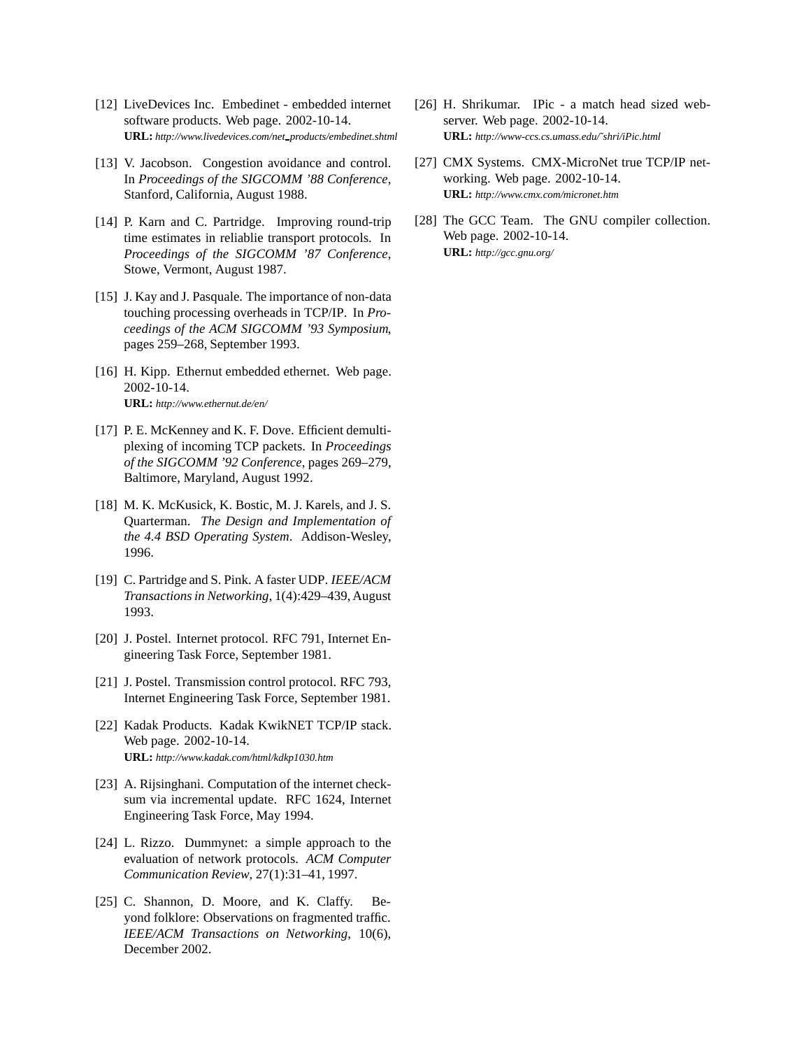[12] LiveDevices Inc. Embedinet - embedded internet software products. Web page. 2002-10-14.
**URL:** *http://www.livedevices.com/net_products/embedinet.shtml*

[13] V. Jacobson. Congestion avoidance and control. In *Proceedings of the SIGCOMM '88 Conference*, Stanford, California, August 1988.

[14] P. Karn and C. Partridge. Improving round-trip time estimates in reliablie transport protocols. In *Proceedings of the SIGCOMM '87 Conference*, Stowe, Vermont, August 1987.

[15] J. Kay and J. Pasquale. The importance of non-data touching processing overheads in TCP/IP. In *Proceedings of the ACM SIGCOMM '93 Symposium*, pages 259–268, September 1993.

[16] H. Kipp. Ethernut embedded ethernet. Web page. 2002-10-14.
**URL:** *http://www.ethernut.de/en/*

[17] P. E. McKenney and K. F. Dove. Efficient demultiplexing of incoming TCP packets. In *Proceedings of the SIGCOMM '92 Conference*, pages 269–279, Baltimore, Maryland, August 1992.

[18] M. K. McKusick, K. Bostic, M. J. Karels, and J. S. Quarterman. *The Design and Implementation of the 4.4 BSD Operating System*. Addison-Wesley, 1996.

[19] C. Partridge and S. Pink. A faster UDP. *IEEE/ACM Transactions in Networking*, 1(4):429–439, August 1993.

[20] J. Postel. Internet protocol. RFC 791, Internet Engineering Task Force, September 1981.

[21] J. Postel. Transmission control protocol. RFC 793, Internet Engineering Task Force, September 1981.

[22] Kadak Products. Kadak KwikNET TCP/IP stack. Web page. 2002-10-14.
**URL:** *http://www.kadak.com/html/kdkp1030.htm*

[23] A. Rijsinghani. Computation of the internet checksum via incremental update. RFC 1624, Internet Engineering Task Force, May 1994.

[24] L. Rizzo. Dummynet: a simple approach to the evaluation of network protocols. *ACM Computer Communication Review*, 27(1):31–41, 1997.

[25] C. Shannon, D. Moore, and K. Claffy. Beyond folklore: Observations on fragmented traffic. *IEEE/ACM Transactions on Networking*, 10(6), December 2002.

[26] H. Shrikumar. IPic - a match head sized webserver. Web page. 2002-10-14.
**URL:** *http://www-ccs.cs.umass.edu/~shri/iPic.html*

[27] CMX Systems. CMX-MicroNet true TCP/IP networking. Web page. 2002-10-14.
**URL:** *http://www.cmx.com/micronet.htm*

[28] The GCC Team. The GNU compiler collection. Web page. 2002-10-14.
**URL:** *http://gcc.gnu.org/*